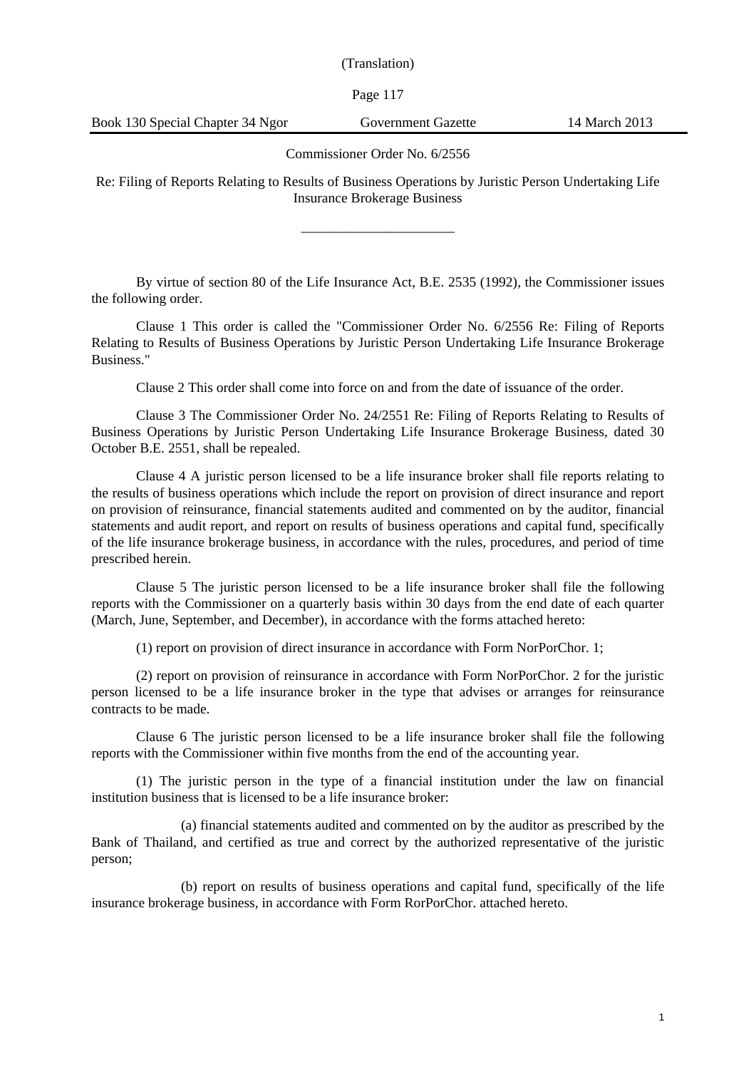(Translation)

Book 130 Special Chapter 34 Ngor — Government Gazette — 14 March 2013

# Commissioner Order No. 6/2556

## Re: Filing of Reports Relating to Results of Business Operations by Juristic Person Undertaking Life Insurance Brokerage Business

---

By virtue of section 80 of the Life Insurance Act, B.E. 2535 (1992), the Commissioner issues the following order.

Clause 1 This order is called the "Commissioner Order No. 6/2556 Re: Filing of Reports Relating to Results of Business Operations by Juristic Person Undertaking Life Insurance Brokerage Business."

Clause 2 This order shall come into force on and from the date of issuance of the order.

Clause 3 The Commissioner Order No. 24/2551 Re: Filing of Reports Relating to Results of Business Operations by Juristic Person Undertaking Life Insurance Brokerage Business, dated 30 October B.E. 2551, shall be repealed.

Clause 4 A juristic person licensed to be a life insurance broker shall file reports relating to the results of business operations which include the report on provision of direct insurance and report on provision of reinsurance, financial statements audited and commented on by the auditor, financial statements and audit report, and report on results of business operations and capital fund, specifically of the life insurance brokerage business, in accordance with the rules, procedures, and period of time prescribed herein.

Clause 5 The juristic person licensed to be a life insurance broker shall file the following reports with the Commissioner on a quarterly basis within 30 days from the end date of each quarter (March, June, September, and December), in accordance with the forms attached hereto:

(1) report on provision of direct insurance in accordance with Form NorPorChor. 1;

(2) report on provision of reinsurance in accordance with Form NorPorChor. 2 for the juristic person licensed to be a life insurance broker in the type that advises or arranges for reinsurance contracts to be made.

Clause 6 The juristic person licensed to be a life insurance broker shall file the following reports with the Commissioner within five months from the end of the accounting year.

(1) The juristic person in the type of a financial institution under the law on financial institution business that is licensed to be a life insurance broker:

(a) financial statements audited and commented on by the auditor as prescribed by the Bank of Thailand, and certified as true and correct by the authorized representative of the juristic person;

(b) report on results of business operations and capital fund, specifically of the life insurance brokerage business, in accordance with Form RorPorChor. attached hereto.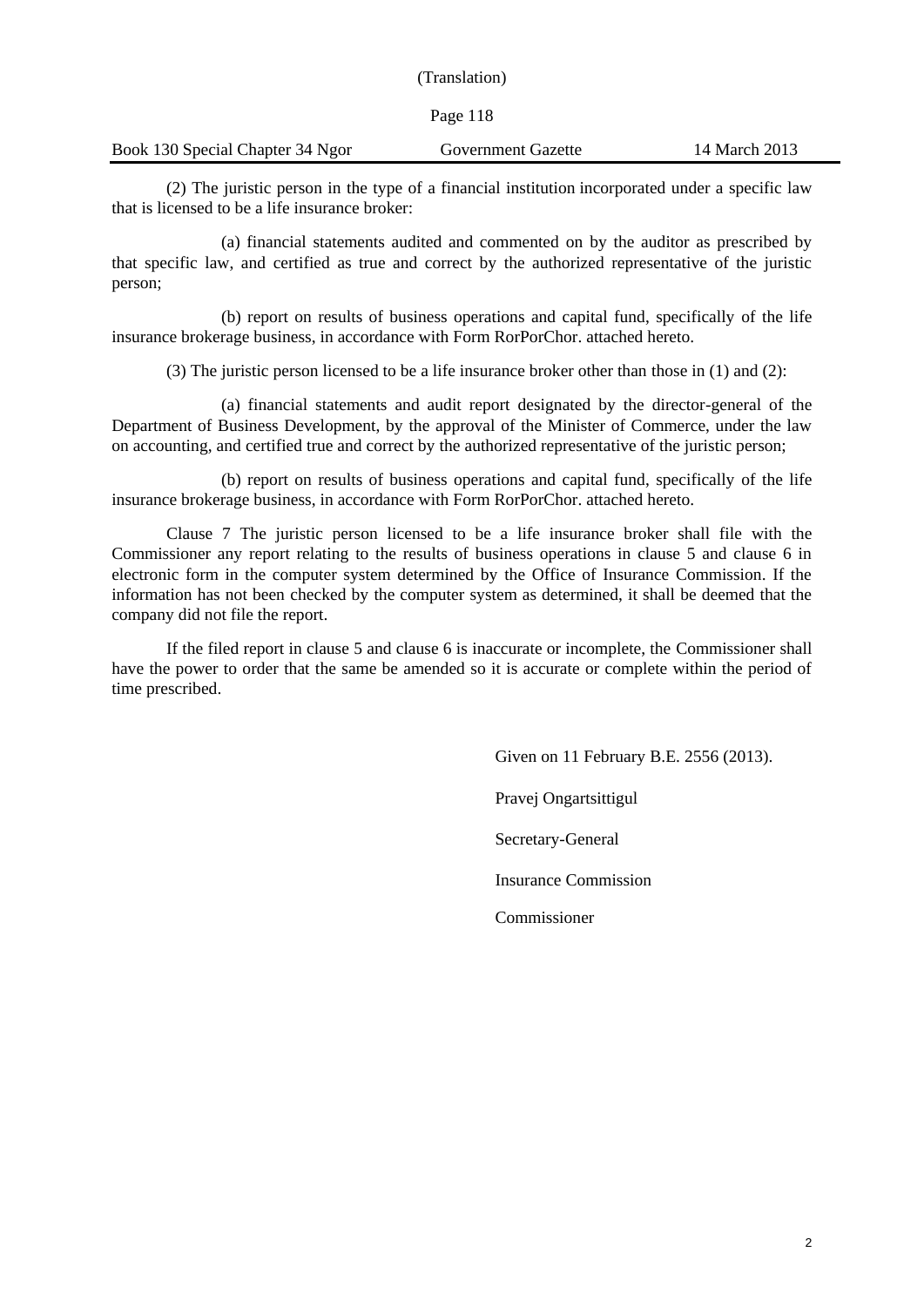(2) The juristic person in the type of a financial institution incorporated under a specific law that is licensed to be a life insurance broker:

(a) financial statements audited and commented on by the auditor as prescribed by that specific law, and certified as true and correct by the authorized representative of the juristic person;

(b) report on results of business operations and capital fund, specifically of the life insurance brokerage business, in accordance with Form RorPorChor. attached hereto.

(3) The juristic person licensed to be a life insurance broker other than those in (1) and (2):

(a) financial statements and audit report designated by the director-general of the Department of Business Development, by the approval of the Minister of Commerce, under the law on accounting, and certified true and correct by the authorized representative of the juristic person;

(b) report on results of business operations and capital fund, specifically of the life insurance brokerage business, in accordance with Form RorPorChor. attached hereto.

Clause 7 The juristic person licensed to be a life insurance broker shall file with the Commissioner any report relating to the results of business operations in clause 5 and clause 6 in electronic form in the computer system determined by the Office of Insurance Commission. If the information has not been checked by the computer system as determined, it shall be deemed that the company did not file the report.

If the filed report in clause 5 and clause 6 is inaccurate or incomplete, the Commissioner shall have the power to order that the same be amended so it is accurate or complete within the period of time prescribed.

Given on 11 February B.E. 2556 (2013).

Pravej Ongartsittigul

Secretary-General

Insurance Commission

Commissioner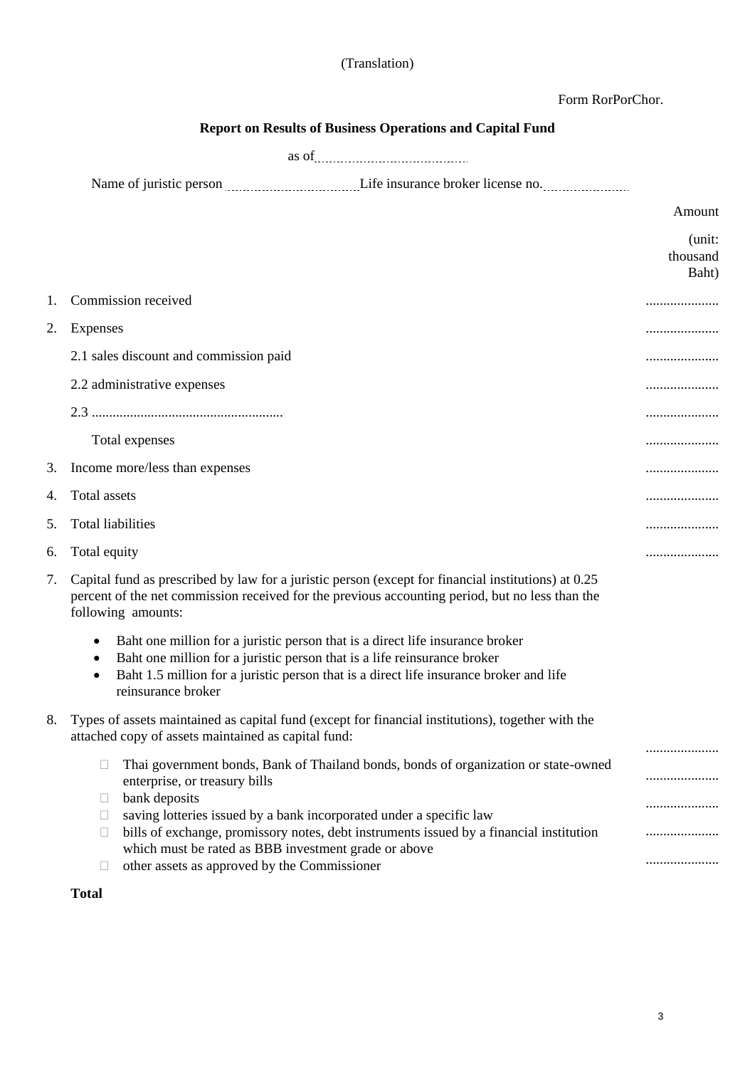(Translation)

Form RorPorChor.

**Report on Results of Business Operations and Capital Fund**

as of........................................

Name of juristic person ................................ Life insurance broker license no. ......................

| | | Amount (unit: thousand Baht) |
|---|---|---|
| 1. | Commission received | ..................... |
| 2. | Expenses | ..................... |
| | 2.1 sales discount and commission paid | ..................... |
| | 2.2 administrative expenses | ..................... |
| | 2.3 ...................................................... | ..................... |
| | Total expenses | ..................... |
| 3. | Income more/less than expenses | ..................... |
| 4. | Total assets | ..................... |
| 5. | Total liabilities | ..................... |
| 6. | Total equity | ..................... |

7. Capital fund as prescribed by law for a juristic person (except for financial institutions) at 0.25 percent of the net commission received for the previous accounting period, but no less than the following amounts:

   - Baht one million for a juristic person that is a direct life insurance broker
   - Baht one million for a juristic person that is a life reinsurance broker
   - Baht 1.5 million for a juristic person that is a direct life insurance broker and life reinsurance broker

8. Types of assets maintained as capital fund (except for financial institutions), together with the attached copy of assets maintained as capital fund:

   - ☐ Thai government bonds, Bank of Thailand bonds, bonds of organization or state-owned enterprise, or treasury bills .....................
   - ☐ bank deposits .....................
   - ☐ saving lotteries issued by a bank incorporated under a specific law .....................
   - ☐ bills of exchange, promissory notes, debt instruments issued by a financial institution which must be rated as BBB investment grade or above .....................
   - ☐ other assets as approved by the Commissioner .....................

   **Total**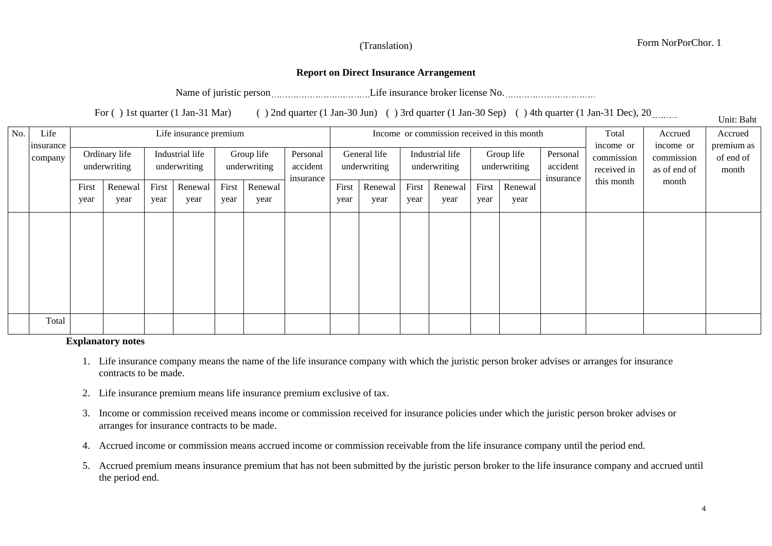(Translation)

Form NorPorChor. 1

**Report on Direct Insurance Arrangement**

Name of juristic person.................................Life insurance broker license No. ................................

For ( ) 1st quarter (1 Jan-31 Mar) ( ) 2nd quarter (1 Jan-30 Jun) ( ) 3rd quarter (1 Jan-30 Sep) ( ) 4th quarter (1 Jan-31 Dec), 20........

Unit: Baht

| No. | Life insurance company | Life insurance premium | | | | | | | Income or commission received in this month | | | | | | | Total income or commission received in this month | Accrued income or commission as of end of month | Accrued premium as of end of month |
|---|---|---|---|---|---|---|---|---|---|---|---|---|---|---|---|---|---|---|
| | | Ordinary life underwriting | | Industrial life underwriting | | Group life underwriting | | Personal accident insurance | General life underwriting | | Industrial life underwriting | | Group life underwriting | | Personal accident insurance | | | |
| | | First year | Renewal year | First year | Renewal year | First year | Renewal year | | First year | Renewal year | First year | Renewal year | First year | Renewal year | | | | |
| | | | | | | | | | | | | | | | | | | |
| | Total | | | | | | | | | | | | | | | | | |

**Explanatory notes**

1. Life insurance company means the name of the life insurance company with which the juristic person broker advises or arranges for insurance contracts to be made.
2. Life insurance premium means life insurance premium exclusive of tax.
3. Income or commission received means income or commission received for insurance policies under which the juristic person broker advises or arranges for insurance contracts to be made.
4. Accrued income or commission means accrued income or commission receivable from the life insurance company until the period end.
5. Accrued premium means insurance premium that has not been submitted by the juristic person broker to the life insurance company and accrued until the period end.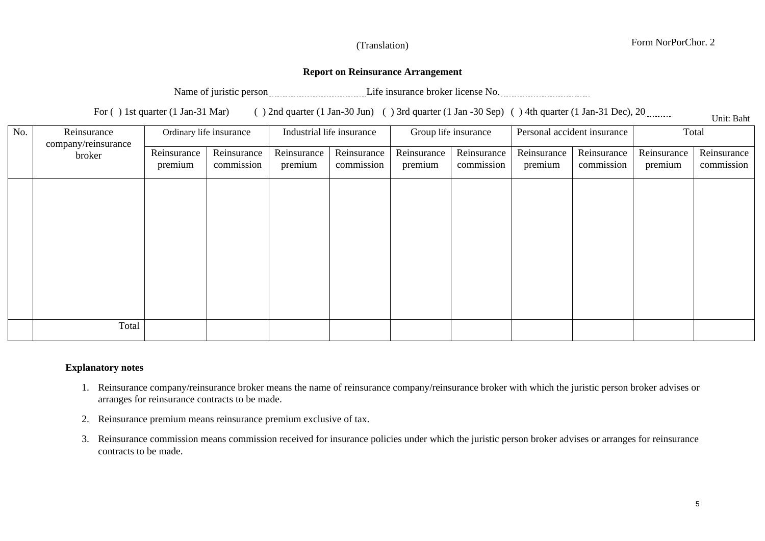(Translation)

Form NorPorChor. 2

**Report on Reinsurance Arrangement**

Name of juristic person.................................Life insurance broker license No. .................................

For ( ) 1st quarter (1 Jan-31 Mar) ( ) 2nd quarter (1 Jan-30 Jun) ( ) 3rd quarter (1 Jan -30 Sep) ( ) 4th quarter (1 Jan-31 Dec), 20........

Unit: Baht

| No. | Reinsurance company/reinsurance broker | Ordinary life insurance | | Industrial life insurance | | Group life insurance | | Personal accident insurance | | Total | |
|---|---|---|---|---|---|---|---|---|---|---|---|
| | | Reinsurance premium | Reinsurance commission | Reinsurance premium | Reinsurance commission | Reinsurance premium | Reinsurance commission | Reinsurance premium | Reinsurance commission | Reinsurance premium | Reinsurance commission |
| | | | | | | | | | | | |
| | Total | | | | | | | | | | |

**Explanatory notes**

1. Reinsurance company/reinsurance broker means the name of reinsurance company/reinsurance broker with which the juristic person broker advises or arranges for reinsurance contracts to be made.
2. Reinsurance premium means reinsurance premium exclusive of tax.
3. Reinsurance commission means commission received for insurance policies under which the juristic person broker advises or arranges for reinsurance contracts to be made.